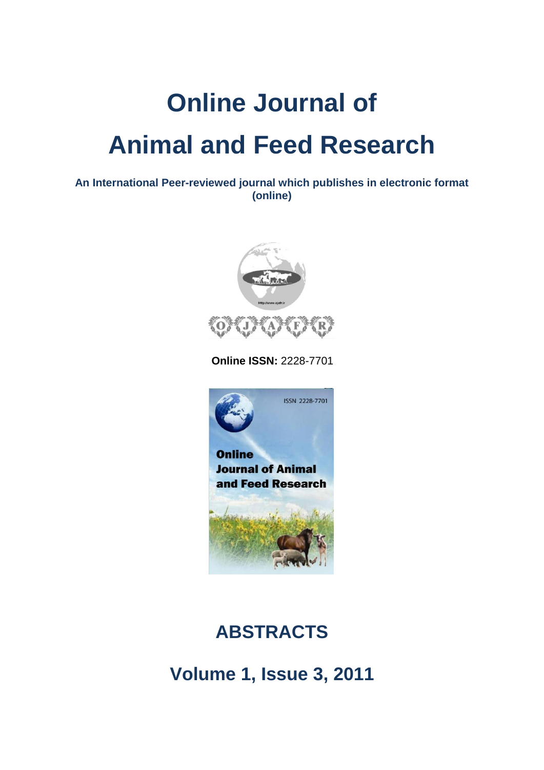# Online Journal of Animal and Feed Research

**An International Peer-reviewed journal which publishes in electronic format (online)**

**Online ISSN:** 2228-7701

## ABSTRACTS

## Volume 1, Issue 3, 2011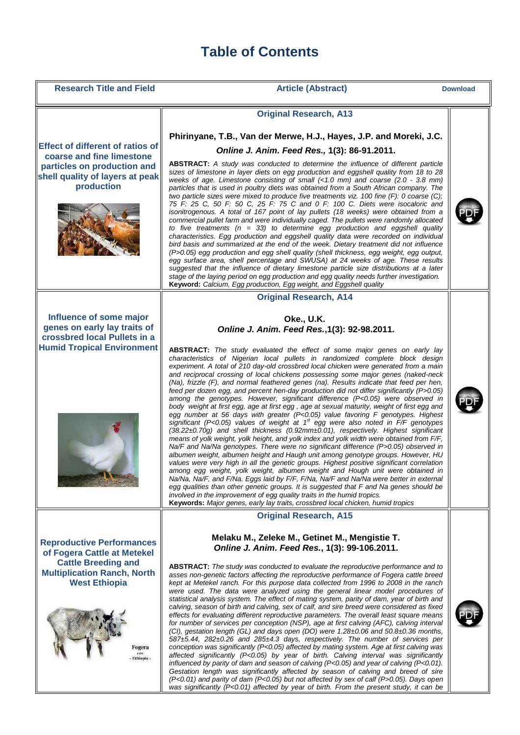# Table of Contents

| Research Title and Field | Article (Abstract) | Download |
|---|---|---|
| **Effect of different of ratios of coarse and fine limestone particles on production and shell quality of layers at peak production** | **Original Research, A13**<br><br>**Phirinyane, T.B., Van der Merwe, H.J., Hayes, J.P. and Moreki, J.C.**<br>***Online J. Anim. Feed Res.,* 1(3): 86-91.2011.**<br><br>**ABSTRACT:** *A study was conducted to determine the influence of different particle sizes of limestone in layer diets on egg production and eggshell quality from 18 to 28 weeks of age. Limestone consisting of small (<1.0 mm) and coarse (2.0 - 3.8 mm) particles that is used in poultry diets was obtained from a South African company. The two particle sizes were mixed to produce five treatments viz. 100 fine (F): 0 coarse (C); 75 F: 25 C, 50 F: 50 C, 25 F: 75 C and 0 F: 100 C. Diets were isocaloric and isonitrogenous. A total of 167 point of lay pullets (18 weeks) were obtained from a commercial pullet farm and were individually caged. The pullets were randomly allocated to five treatments (n = 33) to determine egg production and eggshell quality characteristics. Egg production and eggshell quality data were recorded on individual bird basis and summarized at the end of the week. Dietary treatment did not influence (P>0.05) egg production and egg shell quality (shell thickness, egg weight, egg output, egg surface area, shell percentage and SWUSA) at 24 weeks of age. These results suggested that the influence of dietary limestone particle size distributions at a later stage of the laying period on egg production and egg quality needs further investigation.*<br>**Keyword:** *Calcium, Egg production, Egg weight, and Eggshell quality* | PDF |
| **Influence of some major genes on early lay traits of crossbred local Pullets in a Humid Tropical Environment** | **Original Research, A14**<br><br>**Oke., U.K.**<br>***Online J. Anim. Feed Res.*,1(3): 92-98.2011.**<br><br>**ABSTRACT:** *The study evaluated the effect of some major genes on early lay characteristics of Nigerian local pullets in randomized complete block design experiment. A total of 210 day-old crossbred local chicken were generated from a main and reciprocal crossing of local chickens possessing some major genes (naked-neck (Na), frizzle (F), and normal feathered genes (na). Results indicate that feed per hen, feed per dozen egg, and percent hen-day production did not differ significantly (P>0.05) among the genotypes. However, significant difference (P<0.05) were observed in body weight at first egg, age at first egg , age at sexual maturity, weight of first egg and egg number at 56 days with greater (P<0.05) value favoring F genotypes. Highest significant (P<0.05) values of weight at 1st egg were also noted in F/F genotypes (38.22±0.70g) and shell thickness (0.92mm±0.01), respectively. Highest significant means of yolk weight, yolk height, and yolk index and yolk width were obtained from F/F, Na/F and Na/Na genotypes. There were no significant difference (P>0.05) observed in albumen weight, albumen height and Haugh unit among genotype groups. However, HU values were very high in all the genetic groups. Highest positive significant correlation among egg weight, yolk weight, albumen weight and Hough unit were obtained in Na/Na, Na/F, and F/Na. Eggs laid by F/F, F/Na, Na/F and Na/Na were better in external egg qualities than other genetic groups. It is suggested that F and Na genes should be involved in the improvement of egg quality traits in the humid tropics.*<br>**Keywords:** *Major genes, early lay traits, crossbred local chicken, humid tropics* | PDF |
| **Reproductive Performances of Fogera Cattle at Metekel Cattle Breeding and Multiplication Ranch, North West Ethiopia** | **Original Research, A15**<br><br>**Melaku M., Zeleke M., Getinet M., Mengistie T.**<br>***Online J. Anim. Feed Res.*, 1(3): 99-106.2011.**<br><br>**ABSTRACT:** *The study was conducted to evaluate the reproductive performance and to asses non-genetic factors affecting the reproductive performance of Fogera cattle breed kept at Metekel ranch. For this purpose data collected from 1996 to 2008 in the ranch were used. The data were analyzed using the general linear model procedures of statistical analysis system. The effect of mating system, parity of dam, year of birth and calving, season of birth and calving, sex of calf, and sire breed were considered as fixed effects for evaluating different reproductive parameters. The overall least square means for number of services per conception (NSP), age at first calving (AFC), calving interval (CI), gestation length (GL) and days open (DO) were 1.28±0.06 and 50.8±0.36 months, 587±5.44, 282±0.26 and 285±4.3 days, respectively. The number of services per conception was significantly (P<0.05) affected by mating system. Age at first calving was affected significantly (P<0.05) by year of birth. Calving interval was significantly influenced by parity of dam and season of calving (P<0.05) and year of calving (P<0.01). Gestation length was significantly affected by season of calving and breed of sire (P<0.01) and parity of dam (P<0.05) but not affected by sex of calf (P>0.05). Days open was significantly (P<0.01) affected by year of birth. From the present study, it can be* | PDF |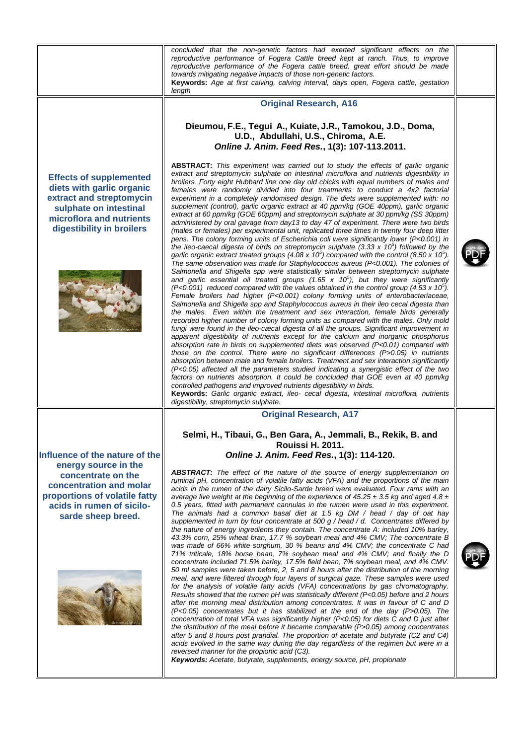concluded that the non-genetic factors had exerted significant effects on the reproductive performance of Fogera Cattle breed kept at ranch. Thus, to improve reproductive performance of the Fogera cattle breed, great effort should be made towards mitigating negative impacts of those non-genetic factors.

**Keywords:** *Age at first calving, calving interval, days open, Fogera cattle, gestation length*

## Effects of supplemented diets with garlic organic extract and streptomycin sulphate on intestinal microflora and nutrients digestibility in broilers

### Original Research, A16

**Dieumou, F.E., Tegui A., Kuiate, J.R., Tamokou, J.D., Doma, U.D., Abdullahi, U.S., Chiroma, A.E.**
***Online J. Anim. Feed Res.*, 1(3): 107-113.2011.**

**ABSTRACT:** *This experiment was carried out to study the effects of garlic organic extract and streptomycin sulphate on intestinal microflora and nutrients digestibility in broilers. Forty eight Hubbard line one day old chicks with equal numbers of males and females were randomly divided into four treatments to conduct a 4x2 factorial experiment in a completely randomised design. The diets were supplemented with: no supplement (control), garlic organic extract at 40 ppm/kg (GOE 40ppm), garlic organic extract at 60 ppm/kg (GOE 60ppm) and streptomycin sulphate at 30 ppm/kg (SS 30ppm) administered by oral gavage from day13 to day 47 of experiment. There were two birds (males or females) per experimental unit, replicated three times in twenty four deep litter pens. The colony forming units of Escherichia coli were significantly lower (P<0.001) in the ileo-caecal digesta of birds on streptomycin sulphate ($3.33 \times 10^5$) followed by the garlic organic extract treated groups ($4.08 \times 10^5$) compared with the control ($8.50 \times 10^5$). The same observation was made for Staphylococcus aureus (P<0.001). The colonies of Salmonella and Shigella spp were statistically similar between streptomycin sulphate and garlic essential oil treated groups ($1.65 \times 10^5$), but they were significantly (P<0.001) reduced compared with the values obtained in the control group ($4.53 \times 10^5$). Female broilers had higher (P<0.001) colony forming units of enterobacteriaceae, Salmonella and Shigella spp and Staphylococcus aureus in their ileo cecal digesta than the males. Even within the treatment and sex interaction, female birds generally recorded higher number of colony forming units as compared with the males. Only mold fungi were found in the ileo-cæcal digesta of all the groups. Significant improvement in apparent digestibility of nutrients except for the calcium and inorganic phosphorus absorption rate in birds on supplemented diets was observed (P<0.01) compared with those on the control. There were no significant differences (P>0.05) in nutrients absorption between male and female broilers. Treatment and sex interaction significantly (P<0.05) affected all the parameters studied indicating a synergistic effect of the two factors on nutrients absorption. It could be concluded that GOE even at 40 ppm/kg controlled pathogens and improved nutrients digestibility in birds.*

**Keywords:** *Garlic organic extract, ileo- cecal digesta, intestinal microflora, nutrients digestibility, streptomycin sulphate.*

## Influence of the nature of the energy source in the concentrate on the concentration and molar proportions of volatile fatty acids in rumen of sicilo-sarde sheep breed.

### Original Research, A17

**Selmi, H., Tibaui, G., Ben Gara, A., Jemmali, B., Rekik, B. and Rouissi H. 2011.**
***Online J. Anim. Feed Res.*, 1(3): 114-120.**

***ABSTRACT:*** *The effect of the nature of the source of energy supplementation on ruminal pH, concentration of volatile fatty acids (VFA) and the proportions of the main acids in the rumen of the dairy Sicilo-Sarde breed were evaluated. Four rams with an average live weight at the beginning of the experience of 45.25 ± 3.5 kg and aged 4.8 ± 0.5 years, fitted with permanent cannulas in the rumen were used in this experiment. The animals had a common basal diet at 1.5 kg DM / head / day of oat hay supplemented in turn by four concentrate at 500 g / head / d. Concentrates differed by the nature of energy ingredients they contain. The concentrate A: included 10% barley, 43.3% corn, 25% wheat bran, 17.7 % soybean meal and 4% CMV; The concentrate B was made of 66% white sorghum, 30 % beans and 4% CMV; the concentrate C had 71% triticale, 18% horse bean, 7% soybean meal and 4% CMV; and finally the D concentrate included 71.5% barley, 17.5% field bean, 7% soybean meal, and 4% CMV. 50 ml samples were taken before, 2, 5 and 8 hours after the distribution of the morning meal, and were filtered through four layers of surgical gaze. These samples were used for the analysis of volatile fatty acids (VFA) concentrations by gas chromatography. Results showed that the rumen pH was statistically different (P<0.05) before and 2 hours after the morning meal distribution among concentrates. It was in favour of C and D (P<0.05) concentrates but it has stabilized at the end of the day (P>0.05). The concentration of total VFA was significantly higher (P<0.05) for diets C and D just after the distribution of the meal before it became comparable (P>0.05) among concentrates after 5 and 8 hours post prandial. The proportion of acetate and butyrate (C2 and C4) acids evolved in the same way during the day regardless of the regimen but were in a reversed manner for the propionic acid (C3).*

***Keywords:*** *Acetate, butyrate, supplements, energy source, pH, propionate*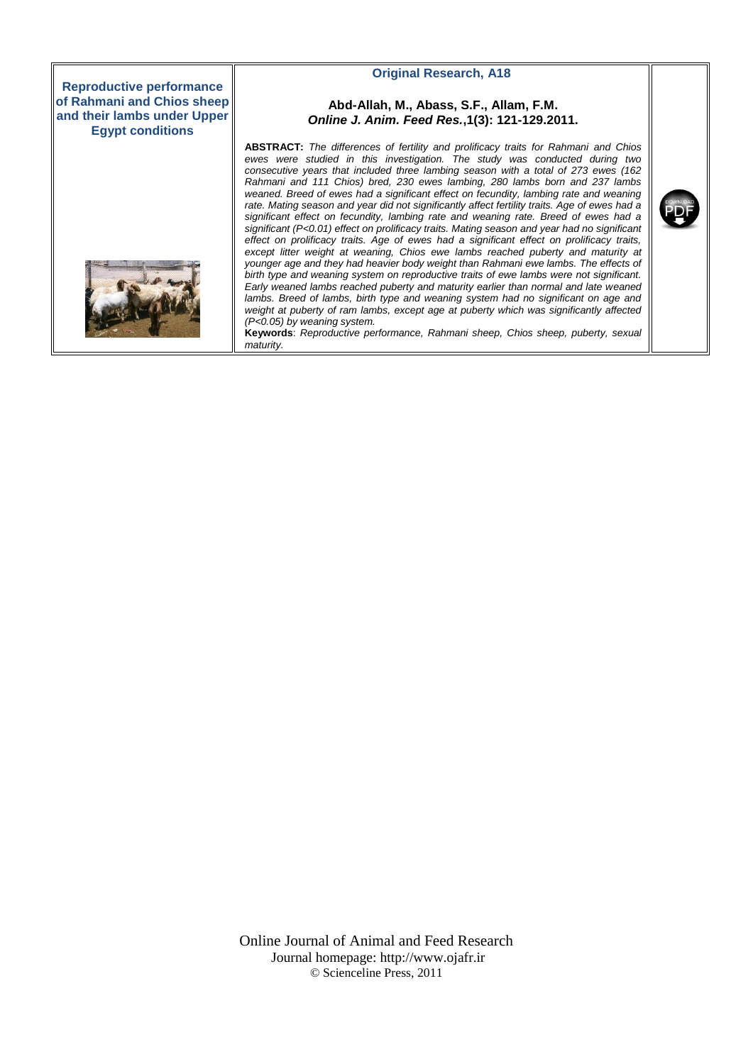**Reproductive performance of Rahmani and Chios sheep and their lambs under Upper Egypt conditions**

**Original Research, A18**

**Abd-Allah, M., Abass, S.F., Allam, F.M.**
***Online J. Anim. Feed Res.*,1(3): 121-129.2011.**

**ABSTRACT:** *The differences of fertility and prolificacy traits for Rahmani and Chios ewes were studied in this investigation. The study was conducted during two consecutive years that included three lambing season with a total of 273 ewes (162 Rahmani and 111 Chios) bred, 230 ewes lambing, 280 lambs born and 237 lambs weaned. Breed of ewes had a significant effect on fecundity, lambing rate and weaning rate. Mating season and year did not significantly affect fertility traits. Age of ewes had a significant effect on fecundity, lambing rate and weaning rate. Breed of ewes had a significant (P<0.01) effect on prolificacy traits. Mating season and year had no significant effect on prolificacy traits. Age of ewes had a significant effect on prolificacy traits, except litter weight at weaning, Chios ewe lambs reached puberty and maturity at younger age and they had heavier body weight than Rahmani ewe lambs. The effects of birth type and weaning system on reproductive traits of ewe lambs were not significant. Early weaned lambs reached puberty and maturity earlier than normal and late weaned lambs. Breed of lambs, birth type and weaning system had no significant on age and weight at puberty of ram lambs, except age at puberty which was significantly affected (P<0.05) by weaning system.*

**Keywords**: *Reproductive performance, Rahmani sheep, Chios sheep, puberty, sexual maturity.*

Online Journal of Animal and Feed Research
Journal homepage: http://www.ojafr.ir
© Scienceline Press, 2011